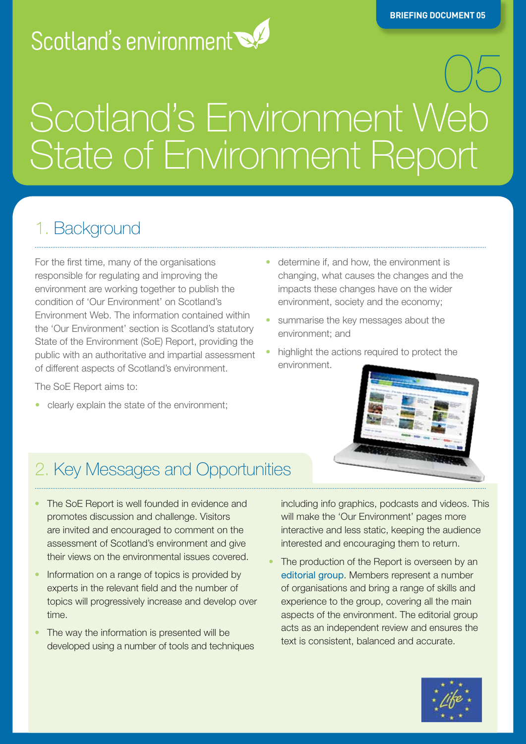Scotland's environment

BRIEFING DOCUMENT 05

# 05 Scotland's Environment Web State of Environment Report

## 1. Background

For the first time, many of the organisations responsible for regulating and improving the environment are working together to publish the condition of 'Our Environment' on Scotland's Environment Web. The information contained within the 'Our Environment' section is Scotland's statutory State of the Environment (SoE) Report, providing the public with an authoritative and impartial assessment of different aspects of Scotland's environment.

The SoE Report aims to:

- clearly explain the state of the environment;
- determine if, and how, the environment is changing, what causes the changes and the impacts these changes have on the wider environment, society and the economy;
- summarise the key messages about the environment; and
- highlight the actions required to protect the environment.

## 2. Key Messages and Opportunities

- The SoE Report is well founded in evidence and promotes discussion and challenge. Visitors are invited and encouraged to comment on the assessment of Scotland's environment and give their views on the environmental issues covered.
- Information on a range of topics is provided by experts in the relevant field and the number of topics will progressively increase and develop over time.
- The way the information is presented will be developed using a number of tools and techniques including info graphics, podcasts and videos. This will make the 'Our Environment' pages more interactive and less static, keeping the audience interested and encouraging them to return.
- The production of the Report is overseen by an editorial group. Members represent a number of organisations and bring a range of skills and experience to the group, covering all the main aspects of the environment. The editorial group acts as an independent review and ensures the text is consistent, balanced and accurate.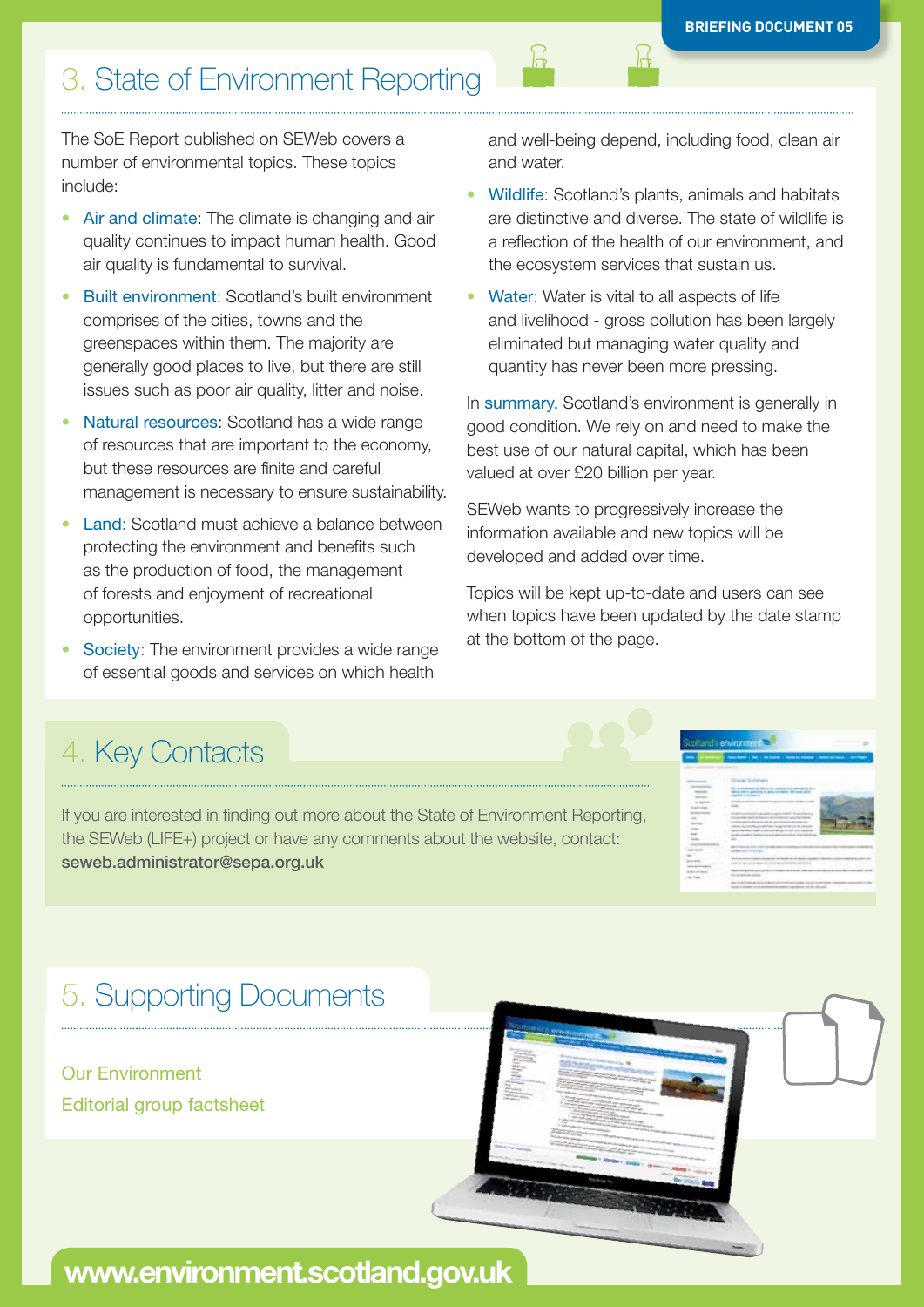## 3. State of Environment Reporting

The SoE Report published on SEWeb covers a number of environmental topics. These topics include:

- Air and climate: The climate is changing and air quality continues to impact human health. Good air quality is fundamental to survival.
- Built environment: Scotland's built environment comprises of the cities, towns and the greenspaces within them. The majority are generally good places to live, but there are still issues such as poor air quality, litter and noise.
- Natural resources: Scotland has a wide range of resources that are important to the economy, but these resources are finite and careful management is necessary to ensure sustainability.
- Land: Scotland must achieve a balance between protecting the environment and benefits such as the production of food, the management of forests and enjoyment of recreational opportunities.
- Society: The environment provides a wide range of essential goods and services on which health and well-being depend, including food, clean air and water.
- Wildlife: Scotland's plants, animals and habitats are distinctive and diverse. The state of wildlife is a reflection of the health of our environment, and the ecosystem services that sustain us.
- Water: Water is vital to all aspects of life and livelihood - gross pollution has been largely eliminated but managing water quality and quantity has never been more pressing.

In summary. Scotland's environment is generally in good condition. We rely on and need to make the best use of our natural capital, which has been valued at over £20 billion per year.

SEWeb wants to progressively increase the information available and new topics will be developed and added over time.

Topics will be kept up-to-date and users can see when topics have been updated by the date stamp at the bottom of the page.

## 4. Key Contacts

If you are interested in finding out more about the State of Environment Reporting, the SEWeb (LIFE+) project or have any comments about the website, contact:
**seweb.administrator@sepa.org.uk**

## 5. Supporting Documents

Our Environment

Editorial group factsheet

**www.environment.scotland.gov.uk**